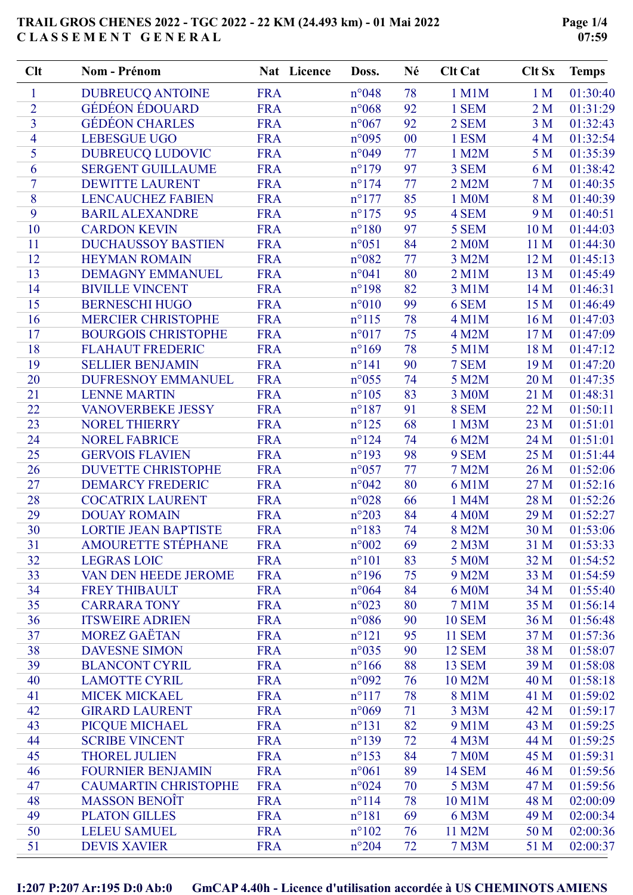# TRAIL GROS CHENES 2022 - TGC 2022 - 22 KM (24.493 km) - 01 Mai 2022

## CLASSEMENT GENERAL

| Clt | Nom - Prénom | Nat | Licence | Doss. | Né | Clt Cat | Clt Sx | Temps |
|---|---|---|---|---|---|---|---|---|
| 1 | DUBREUCQ ANTOINE | FRA | | n°048 | 78 | 1 M1M | 1 M | 01:30:40 |
| 2 | GÉDÉON ÉDOUARD | FRA | | n°068 | 92 | 1 SEM | 2 M | 01:31:29 |
| 3 | GÉDÉON CHARLES | FRA | | n°067 | 92 | 2 SEM | 3 M | 01:32:43 |
| 4 | LEBESGUE UGO | FRA | | n°095 | 00 | 1 ESM | 4 M | 01:32:54 |
| 5 | DUBREUCQ LUDOVIC | FRA | | n°049 | 77 | 1 M2M | 5 M | 01:35:39 |
| 6 | SERGENT GUILLAUME | FRA | | n°179 | 97 | 3 SEM | 6 M | 01:38:42 |
| 7 | DEWITTE LAURENT | FRA | | n°174 | 77 | 2 M2M | 7 M | 01:40:35 |
| 8 | LENCAUCHEZ FABIEN | FRA | | n°177 | 85 | 1 M0M | 8 M | 01:40:39 |
| 9 | BARIL ALEXANDRE | FRA | | n°175 | 95 | 4 SEM | 9 M | 01:40:51 |
| 10 | CARDON KEVIN | FRA | | n°180 | 97 | 5 SEM | 10 M | 01:44:03 |
| 11 | DUCHAUSSOY BASTIEN | FRA | | n°051 | 84 | 2 M0M | 11 M | 01:44:30 |
| 12 | HEYMAN ROMAIN | FRA | | n°082 | 77 | 3 M2M | 12 M | 01:45:13 |
| 13 | DEMAGNY EMMANUEL | FRA | | n°041 | 80 | 2 M1M | 13 M | 01:45:49 |
| 14 | BIVILLE VINCENT | FRA | | n°198 | 82 | 3 M1M | 14 M | 01:46:31 |
| 15 | BERNESCHI HUGO | FRA | | n°010 | 99 | 6 SEM | 15 M | 01:46:49 |
| 16 | MERCIER CHRISTOPHE | FRA | | n°115 | 78 | 4 M1M | 16 M | 01:47:03 |
| 17 | BOURGOIS CHRISTOPHE | FRA | | n°017 | 75 | 4 M2M | 17 M | 01:47:09 |
| 18 | FLAHAUT FREDERIC | FRA | | n°169 | 78 | 5 M1M | 18 M | 01:47:12 |
| 19 | SELLIER BENJAMIN | FRA | | n°141 | 90 | 7 SEM | 19 M | 01:47:20 |
| 20 | DUFRESNOY EMMANUEL | FRA | | n°055 | 74 | 5 M2M | 20 M | 01:47:35 |
| 21 | LENNE MARTIN | FRA | | n°105 | 83 | 3 M0M | 21 M | 01:48:31 |
| 22 | VANOVERBEKE JESSY | FRA | | n°187 | 91 | 8 SEM | 22 M | 01:50:11 |
| 23 | NOREL THIERRY | FRA | | n°125 | 68 | 1 M3M | 23 M | 01:51:01 |
| 24 | NOREL FABRICE | FRA | | n°124 | 74 | 6 M2M | 24 M | 01:51:01 |
| 25 | GERVOIS FLAVIEN | FRA | | n°193 | 98 | 9 SEM | 25 M | 01:51:44 |
| 26 | DUVETTE CHRISTOPHE | FRA | | n°057 | 77 | 7 M2M | 26 M | 01:52:06 |
| 27 | DEMARCY FREDERIC | FRA | | n°042 | 80 | 6 M1M | 27 M | 01:52:16 |
| 28 | COCATRIX LAURENT | FRA | | n°028 | 66 | 1 M4M | 28 M | 01:52:26 |
| 29 | DOUAY ROMAIN | FRA | | n°203 | 84 | 4 M0M | 29 M | 01:52:27 |
| 30 | LORTIE JEAN BAPTISTE | FRA | | n°183 | 74 | 8 M2M | 30 M | 01:53:06 |
| 31 | AMOURETTE STÉPHANE | FRA | | n°002 | 69 | 2 M3M | 31 M | 01:53:33 |
| 32 | LEGRAS LOIC | FRA | | n°101 | 83 | 5 M0M | 32 M | 01:54:52 |
| 33 | VAN DEN HEEDE JEROME | FRA | | n°196 | 75 | 9 M2M | 33 M | 01:54:59 |
| 34 | FREY THIBAULT | FRA | | n°064 | 84 | 6 M0M | 34 M | 01:55:40 |
| 35 | CARRARA TONY | FRA | | n°023 | 80 | 7 M1M | 35 M | 01:56:14 |
| 36 | ITSWEIRE ADRIEN | FRA | | n°086 | 90 | 10 SEM | 36 M | 01:56:48 |
| 37 | MOREZ GAËTAN | FRA | | n°121 | 95 | 11 SEM | 37 M | 01:57:36 |
| 38 | DAVESNE SIMON | FRA | | n°035 | 90 | 12 SEM | 38 M | 01:58:07 |
| 39 | BLANCONT CYRIL | FRA | | n°166 | 88 | 13 SEM | 39 M | 01:58:08 |
| 40 | LAMOTTE CYRIL | FRA | | n°092 | 76 | 10 M2M | 40 M | 01:58:18 |
| 41 | MICEK MICKAEL | FRA | | n°117 | 78 | 8 M1M | 41 M | 01:59:02 |
| 42 | GIRARD LAURENT | FRA | | n°069 | 71 | 3 M3M | 42 M | 01:59:17 |
| 43 | PICQUE MICHAEL | FRA | | n°131 | 82 | 9 M1M | 43 M | 01:59:25 |
| 44 | SCRIBE VINCENT | FRA | | n°139 | 72 | 4 M3M | 44 M | 01:59:25 |
| 45 | THOREL JULIEN | FRA | | n°153 | 84 | 7 M0M | 45 M | 01:59:31 |
| 46 | FOURNIER BENJAMIN | FRA | | n°061 | 89 | 14 SEM | 46 M | 01:59:56 |
| 47 | CAUMARTIN CHRISTOPHE | FRA | | n°024 | 70 | 5 M3M | 47 M | 01:59:56 |
| 48 | MASSON BENOÎT | FRA | | n°114 | 78 | 10 M1M | 48 M | 02:00:09 |
| 49 | PLATON GILLES | FRA | | n°181 | 69 | 6 M3M | 49 M | 02:00:34 |
| 50 | LELEU SAMUEL | FRA | | n°102 | 76 | 11 M2M | 50 M | 02:00:36 |
| 51 | DEVIS XAVIER | FRA | | n°204 | 72 | 7 M3M | 51 M | 02:00:37 |

I:207 P:207 Ar:195 D:0 Ab:0 GmCAP 4.40h - Licence d'utilisation accordée à US CHEMINOTS AMIENS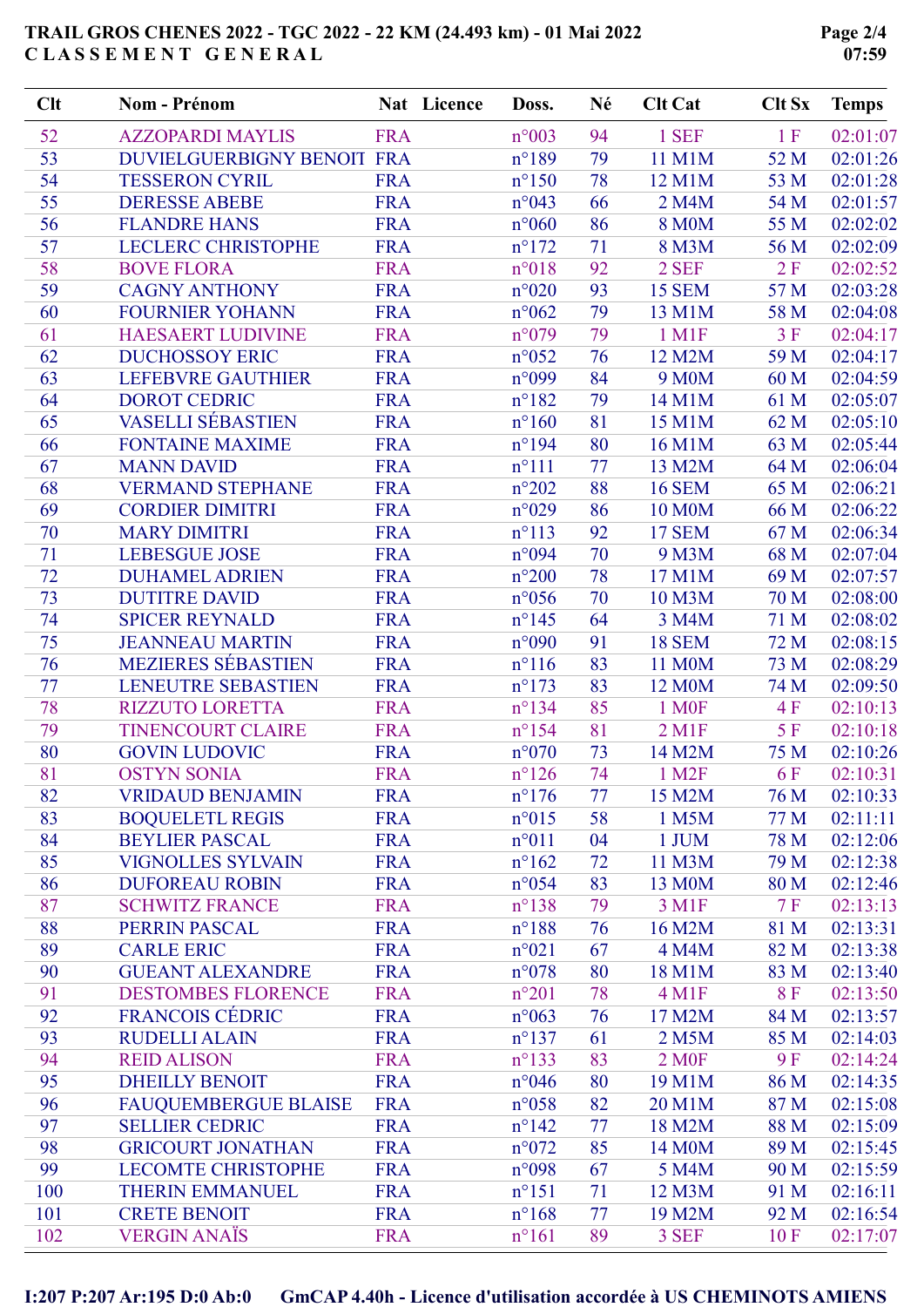# TRAIL GROS CHENES 2022 - TGC 2022 - 22 KM (24.493 km) - 01 Mai 2022

## C L A S S E M E N T   G E N E R A L

| Clt | Nom - Prénom | Nat | Licence | Doss. | Né | Clt Cat | Clt Sx | Temps |
|---|---|---|---|---|---|---|---|---|
| 52 | AZZOPARDI MAYLIS | FRA | | n°003 | 94 | 1 SEF | 1 F | 02:01:07 |
| 53 | DUVIELGUERBIGNY BENOIT | FRA | | n°189 | 79 | 11 M1M | 52 M | 02:01:26 |
| 54 | TESSERON CYRIL | FRA | | n°150 | 78 | 12 M1M | 53 M | 02:01:28 |
| 55 | DERESSE ABEBE | FRA | | n°043 | 66 | 2 M4M | 54 M | 02:01:57 |
| 56 | FLANDRE HANS | FRA | | n°060 | 86 | 8 M0M | 55 M | 02:02:02 |
| 57 | LECLERC CHRISTOPHE | FRA | | n°172 | 71 | 8 M3M | 56 M | 02:02:09 |
| 58 | BOVE FLORA | FRA | | n°018 | 92 | 2 SEF | 2 F | 02:02:52 |
| 59 | CAGNY ANTHONY | FRA | | n°020 | 93 | 15 SEM | 57 M | 02:03:28 |
| 60 | FOURNIER YOHANN | FRA | | n°062 | 79 | 13 M1M | 58 M | 02:04:08 |
| 61 | HAESAERT LUDIVINE | FRA | | n°079 | 79 | 1 M1F | 3 F | 02:04:17 |
| 62 | DUCHOSSOY ERIC | FRA | | n°052 | 76 | 12 M2M | 59 M | 02:04:17 |
| 63 | LEFEBVRE GAUTHIER | FRA | | n°099 | 84 | 9 M0M | 60 M | 02:04:59 |
| 64 | DOROT CEDRIC | FRA | | n°182 | 79 | 14 M1M | 61 M | 02:05:07 |
| 65 | VASELLI SÉBASTIEN | FRA | | n°160 | 81 | 15 M1M | 62 M | 02:05:10 |
| 66 | FONTAINE MAXIME | FRA | | n°194 | 80 | 16 M1M | 63 M | 02:05:44 |
| 67 | MANN DAVID | FRA | | n°111 | 77 | 13 M2M | 64 M | 02:06:04 |
| 68 | VERMAND STEPHANE | FRA | | n°202 | 88 | 16 SEM | 65 M | 02:06:21 |
| 69 | CORDIER DIMITRI | FRA | | n°029 | 86 | 10 M0M | 66 M | 02:06:22 |
| 70 | MARY DIMITRI | FRA | | n°113 | 92 | 17 SEM | 67 M | 02:06:34 |
| 71 | LEBESGUE JOSE | FRA | | n°094 | 70 | 9 M3M | 68 M | 02:07:04 |
| 72 | DUHAMEL ADRIEN | FRA | | n°200 | 78 | 17 M1M | 69 M | 02:07:57 |
| 73 | DUTITRE DAVID | FRA | | n°056 | 70 | 10 M3M | 70 M | 02:08:00 |
| 74 | SPICER REYNALD | FRA | | n°145 | 64 | 3 M4M | 71 M | 02:08:02 |
| 75 | JEANNEAU MARTIN | FRA | | n°090 | 91 | 18 SEM | 72 M | 02:08:15 |
| 76 | MEZIERES SÉBASTIEN | FRA | | n°116 | 83 | 11 M0M | 73 M | 02:08:29 |
| 77 | LENEUTRE SEBASTIEN | FRA | | n°173 | 83 | 12 M0M | 74 M | 02:09:50 |
| 78 | RIZZUTO LORETTA | FRA | | n°134 | 85 | 1 M0F | 4 F | 02:10:13 |
| 79 | TINENCOURT CLAIRE | FRA | | n°154 | 81 | 2 M1F | 5 F | 02:10:18 |
| 80 | GOVIN LUDOVIC | FRA | | n°070 | 73 | 14 M2M | 75 M | 02:10:26 |
| 81 | OSTYN SONIA | FRA | | n°126 | 74 | 1 M2F | 6 F | 02:10:31 |
| 82 | VRIDAUD BENJAMIN | FRA | | n°176 | 77 | 15 M2M | 76 M | 02:10:33 |
| 83 | BOQUELETL REGIS | FRA | | n°015 | 58 | 1 M5M | 77 M | 02:11:11 |
| 84 | BEYLIER PASCAL | FRA | | n°011 | 04 | 1 JUM | 78 M | 02:12:06 |
| 85 | VIGNOLLES SYLVAIN | FRA | | n°162 | 72 | 11 M3M | 79 M | 02:12:38 |
| 86 | DUFOREAU ROBIN | FRA | | n°054 | 83 | 13 M0M | 80 M | 02:12:46 |
| 87 | SCHWITZ FRANCE | FRA | | n°138 | 79 | 3 M1F | 7 F | 02:13:13 |
| 88 | PERRIN PASCAL | FRA | | n°188 | 76 | 16 M2M | 81 M | 02:13:31 |
| 89 | CARLE ERIC | FRA | | n°021 | 67 | 4 M4M | 82 M | 02:13:38 |
| 90 | GUEANT ALEXANDRE | FRA | | n°078 | 80 | 18 M1M | 83 M | 02:13:40 |
| 91 | DESTOMBES FLORENCE | FRA | | n°201 | 78 | 4 M1F | 8 F | 02:13:50 |
| 92 | FRANCOIS CÉDRIC | FRA | | n°063 | 76 | 17 M2M | 84 M | 02:13:57 |
| 93 | RUDELLI ALAIN | FRA | | n°137 | 61 | 2 M5M | 85 M | 02:14:03 |
| 94 | REID ALISON | FRA | | n°133 | 83 | 2 M0F | 9 F | 02:14:24 |
| 95 | DHEILLY BENOIT | FRA | | n°046 | 80 | 19 M1M | 86 M | 02:14:35 |
| 96 | FAUQUEMBERGUE BLAISE | FRA | | n°058 | 82 | 20 M1M | 87 M | 02:15:08 |
| 97 | SELLIER CEDRIC | FRA | | n°142 | 77 | 18 M2M | 88 M | 02:15:09 |
| 98 | GRICOURT JONATHAN | FRA | | n°072 | 85 | 14 M0M | 89 M | 02:15:45 |
| 99 | LECOMTE CHRISTOPHE | FRA | | n°098 | 67 | 5 M4M | 90 M | 02:15:59 |
| 100 | THERIN EMMANUEL | FRA | | n°151 | 71 | 12 M3M | 91 M | 02:16:11 |
| 101 | CRETE BENOIT | FRA | | n°168 | 77 | 19 M2M | 92 M | 02:16:54 |
| 102 | VERGIN ANAÏS | FRA | | n°161 | 89 | 3 SEF | 10 F | 02:17:07 |

I:207 P:207 Ar:195 D:0 Ab:0    GmCAP 4.40h - Licence d'utilisation accordée à US CHEMINOTS AMIENS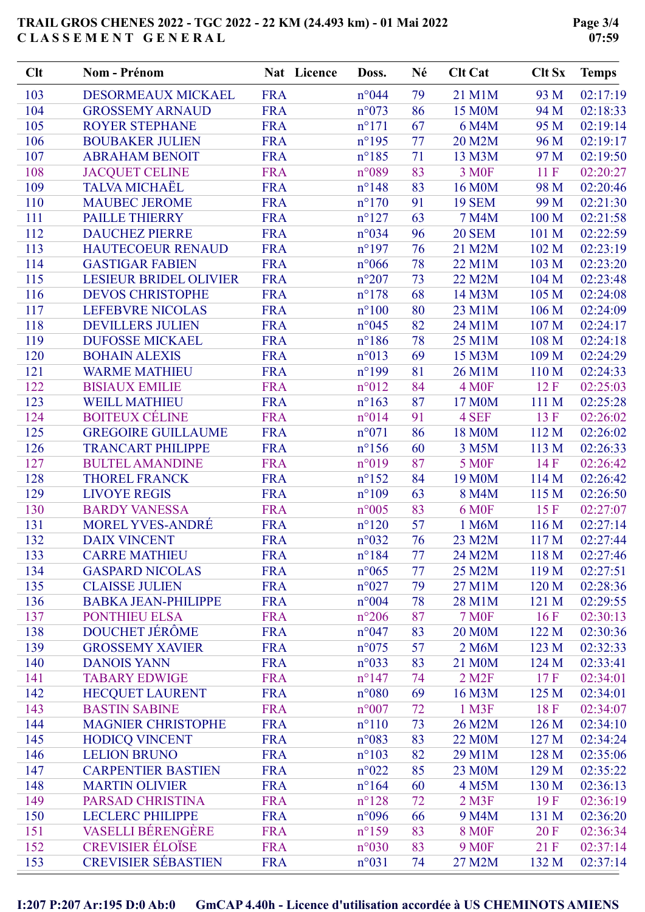# TRAIL GROS CHENES 2022 - TGC 2022 - 22 KM (24.493 km) - 01 Mai 2022

## CLASSEMENT GENERAL

| Clt | Nom - Prénom | Nat | Licence | Doss. | Né | Clt Cat | Clt Sx | Temps |
|---|---|---|---|---|---|---|---|---|
| 103 | DESORMEAUX MICKAEL | FRA | | n°044 | 79 | 21 M1M | 93 M | 02:17:19 |
| 104 | GROSSEMY ARNAUD | FRA | | n°073 | 86 | 15 M0M | 94 M | 02:18:33 |
| 105 | ROYER STEPHANE | FRA | | n°171 | 67 | 6 M4M | 95 M | 02:19:14 |
| 106 | BOUBAKER JULIEN | FRA | | n°195 | 77 | 20 M2M | 96 M | 02:19:17 |
| 107 | ABRAHAM BENOIT | FRA | | n°185 | 71 | 13 M3M | 97 M | 02:19:50 |
| 108 | JACQUET CELINE | FRA | | n°089 | 83 | 3 M0F | 11 F | 02:20:27 |
| 109 | TALVA MICHAËL | FRA | | n°148 | 83 | 16 M0M | 98 M | 02:20:46 |
| 110 | MAUBEC JEROME | FRA | | n°170 | 91 | 19 SEM | 99 M | 02:21:30 |
| 111 | PAILLE THIERRY | FRA | | n°127 | 63 | 7 M4M | 100 M | 02:21:58 |
| 112 | DAUCHEZ PIERRE | FRA | | n°034 | 96 | 20 SEM | 101 M | 02:22:59 |
| 113 | HAUTECOEUR RENAUD | FRA | | n°197 | 76 | 21 M2M | 102 M | 02:23:19 |
| 114 | GASTIGAR FABIEN | FRA | | n°066 | 78 | 22 M1M | 103 M | 02:23:20 |
| 115 | LESIEUR BRIDEL OLIVIER | FRA | | n°207 | 73 | 22 M2M | 104 M | 02:23:48 |
| 116 | DEVOS CHRISTOPHE | FRA | | n°178 | 68 | 14 M3M | 105 M | 02:24:08 |
| 117 | LEFEBVRE NICOLAS | FRA | | n°100 | 80 | 23 M1M | 106 M | 02:24:09 |
| 118 | DEVILLERS JULIEN | FRA | | n°045 | 82 | 24 M1M | 107 M | 02:24:17 |
| 119 | DUFOSSE MICKAEL | FRA | | n°186 | 78 | 25 M1M | 108 M | 02:24:18 |
| 120 | BOHAIN ALEXIS | FRA | | n°013 | 69 | 15 M3M | 109 M | 02:24:29 |
| 121 | WARME MATHIEU | FRA | | n°199 | 81 | 26 M1M | 110 M | 02:24:33 |
| 122 | BISIAUX EMILIE | FRA | | n°012 | 84 | 4 M0F | 12 F | 02:25:03 |
| 123 | WEILL MATHIEU | FRA | | n°163 | 87 | 17 M0M | 111 M | 02:25:28 |
| 124 | BOITEUX CÉLINE | FRA | | n°014 | 91 | 4 SEF | 13 F | 02:26:02 |
| 125 | GREGOIRE GUILLAUME | FRA | | n°071 | 86 | 18 M0M | 112 M | 02:26:02 |
| 126 | TRANCART PHILIPPE | FRA | | n°156 | 60 | 3 M5M | 113 M | 02:26:33 |
| 127 | BULTEL AMANDINE | FRA | | n°019 | 87 | 5 M0F | 14 F | 02:26:42 |
| 128 | THOREL FRANCK | FRA | | n°152 | 84 | 19 M0M | 114 M | 02:26:42 |
| 129 | LIVOYE REGIS | FRA | | n°109 | 63 | 8 M4M | 115 M | 02:26:50 |
| 130 | BARDY VANESSA | FRA | | n°005 | 83 | 6 M0F | 15 F | 02:27:07 |
| 131 | MOREL YVES-ANDRÉ | FRA | | n°120 | 57 | 1 M6M | 116 M | 02:27:14 |
| 132 | DAIX VINCENT | FRA | | n°032 | 76 | 23 M2M | 117 M | 02:27:44 |
| 133 | CARRE MATHIEU | FRA | | n°184 | 77 | 24 M2M | 118 M | 02:27:46 |
| 134 | GASPARD NICOLAS | FRA | | n°065 | 77 | 25 M2M | 119 M | 02:27:51 |
| 135 | CLAISSE JULIEN | FRA | | n°027 | 79 | 27 M1M | 120 M | 02:28:36 |
| 136 | BABKA JEAN-PHILIPPE | FRA | | n°004 | 78 | 28 M1M | 121 M | 02:29:55 |
| 137 | PONTHIEU ELSA | FRA | | n°206 | 87 | 7 M0F | 16 F | 02:30:13 |
| 138 | DOUCHET JÉRÔME | FRA | | n°047 | 83 | 20 M0M | 122 M | 02:30:36 |
| 139 | GROSSEMY XAVIER | FRA | | n°075 | 57 | 2 M6M | 123 M | 02:32:33 |
| 140 | DANOIS YANN | FRA | | n°033 | 83 | 21 M0M | 124 M | 02:33:41 |
| 141 | TABARY EDWIGE | FRA | | n°147 | 74 | 2 M2F | 17 F | 02:34:01 |
| 142 | HECQUET LAURENT | FRA | | n°080 | 69 | 16 M3M | 125 M | 02:34:01 |
| 143 | BASTIN SABINE | FRA | | n°007 | 72 | 1 M3F | 18 F | 02:34:07 |
| 144 | MAGNIER CHRISTOPHE | FRA | | n°110 | 73 | 26 M2M | 126 M | 02:34:10 |
| 145 | HODICQ VINCENT | FRA | | n°083 | 83 | 22 M0M | 127 M | 02:34:24 |
| 146 | LELION BRUNO | FRA | | n°103 | 82 | 29 M1M | 128 M | 02:35:06 |
| 147 | CARPENTIER BASTIEN | FRA | | n°022 | 85 | 23 M0M | 129 M | 02:35:22 |
| 148 | MARTIN OLIVIER | FRA | | n°164 | 60 | 4 M5M | 130 M | 02:36:13 |
| 149 | PARSAD CHRISTINA | FRA | | n°128 | 72 | 2 M3F | 19 F | 02:36:19 |
| 150 | LECLERC PHILIPPE | FRA | | n°096 | 66 | 9 M4M | 131 M | 02:36:20 |
| 151 | VASELLI BÉRENGÈRE | FRA | | n°159 | 83 | 8 M0F | 20 F | 02:36:34 |
| 152 | CREVISIER ÉLOÏSE | FRA | | n°030 | 83 | 9 M0F | 21 F | 02:37:14 |
| 153 | CREVISIER SÉBASTIEN | FRA | | n°031 | 74 | 27 M2M | 132 M | 02:37:14 |

I:207 P:207 Ar:195 D:0 Ab:0 GmCAP 4.40h - Licence d'utilisation accordée à US CHEMINOTS AMIENS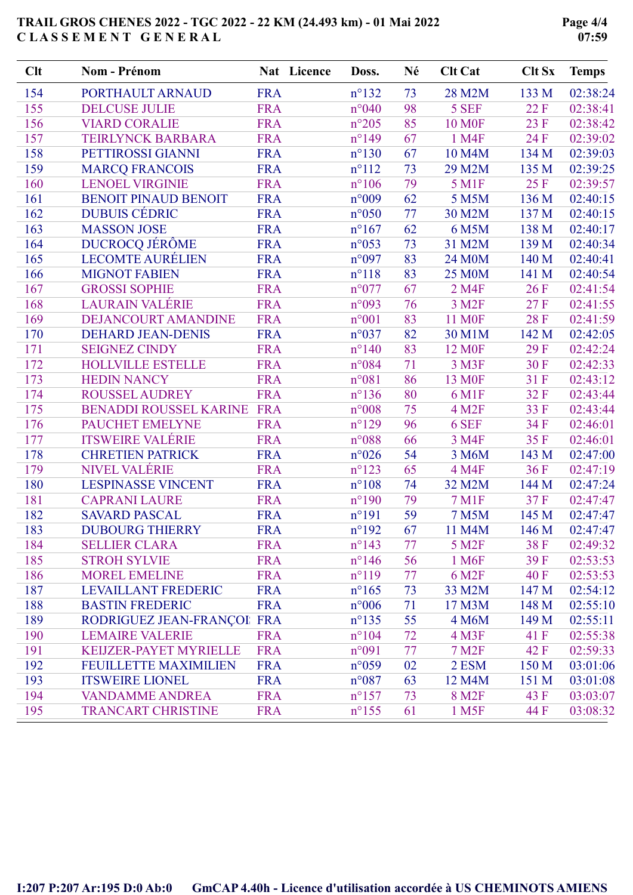**TRAIL GROS CHENES 2022 - TGC 2022 - 22 KM (24.493 km) - 01 Mai 2022**
**C L A S S E M E N T   G E N E R A L**

| Clt | Nom - Prénom | Nat | Licence | Doss. | Né | Clt Cat | Clt Sx | Temps |
|---|---|---|---|---|---|---|---|---|
| 154 | PORTHAULT ARNAUD | FRA | | n°132 | 73 | 28 M2M | 133 M | 02:38:24 |
| 155 | DELCUSE JULIE | FRA | | n°040 | 98 | 5 SEF | 22 F | 02:38:41 |
| 156 | VIARD CORALIE | FRA | | n°205 | 85 | 10 M0F | 23 F | 02:38:42 |
| 157 | TEIRLYNCK BARBARA | FRA | | n°149 | 67 | 1 M4F | 24 F | 02:39:02 |
| 158 | PETTIROSSI GIANNI | FRA | | n°130 | 67 | 10 M4M | 134 M | 02:39:03 |
| 159 | MARCQ FRANCOIS | FRA | | n°112 | 73 | 29 M2M | 135 M | 02:39:25 |
| 160 | LENOEL VIRGINIE | FRA | | n°106 | 79 | 5 M1F | 25 F | 02:39:57 |
| 161 | BENOIT PINAUD BENOIT | FRA | | n°009 | 62 | 5 M5M | 136 M | 02:40:15 |
| 162 | DUBUIS CÉDRIC | FRA | | n°050 | 77 | 30 M2M | 137 M | 02:40:15 |
| 163 | MASSON JOSE | FRA | | n°167 | 62 | 6 M5M | 138 M | 02:40:17 |
| 164 | DUCROCQ JÉRÔME | FRA | | n°053 | 73 | 31 M2M | 139 M | 02:40:34 |
| 165 | LECOMTE AURÉLIEN | FRA | | n°097 | 83 | 24 M0M | 140 M | 02:40:41 |
| 166 | MIGNOT FABIEN | FRA | | n°118 | 83 | 25 M0M | 141 M | 02:40:54 |
| 167 | GROSSI SOPHIE | FRA | | n°077 | 67 | 2 M4F | 26 F | 02:41:54 |
| 168 | LAURAIN VALÉRIE | FRA | | n°093 | 76 | 3 M2F | 27 F | 02:41:55 |
| 169 | DEJANCOURT AMANDINE | FRA | | n°001 | 83 | 11 M0F | 28 F | 02:41:59 |
| 170 | DEHARD JEAN-DENIS | FRA | | n°037 | 82 | 30 M1M | 142 M | 02:42:05 |
| 171 | SEIGNEZ CINDY | FRA | | n°140 | 83 | 12 M0F | 29 F | 02:42:24 |
| 172 | HOLLVILLE ESTELLE | FRA | | n°084 | 71 | 3 M3F | 30 F | 02:42:33 |
| 173 | HEDIN NANCY | FRA | | n°081 | 86 | 13 M0F | 31 F | 02:43:12 |
| 174 | ROUSSEL AUDREY | FRA | | n°136 | 80 | 6 M1F | 32 F | 02:43:44 |
| 175 | BENADDI ROUSSEL KARINE | FRA | | n°008 | 75 | 4 M2F | 33 F | 02:43:44 |
| 176 | PAUCHET EMELYNE | FRA | | n°129 | 96 | 6 SEF | 34 F | 02:46:01 |
| 177 | ITSWEIRE VALÉRIE | FRA | | n°088 | 66 | 3 M4F | 35 F | 02:46:01 |
| 178 | CHRETIEN PATRICK | FRA | | n°026 | 54 | 3 M6M | 143 M | 02:47:00 |
| 179 | NIVEL VALÉRIE | FRA | | n°123 | 65 | 4 M4F | 36 F | 02:47:19 |
| 180 | LESPINASSE VINCENT | FRA | | n°108 | 74 | 32 M2M | 144 M | 02:47:24 |
| 181 | CAPRANI LAURE | FRA | | n°190 | 79 | 7 M1F | 37 F | 02:47:47 |
| 182 | SAVARD PASCAL | FRA | | n°191 | 59 | 7 M5M | 145 M | 02:47:47 |
| 183 | DUBOURG THIERRY | FRA | | n°192 | 67 | 11 M4M | 146 M | 02:47:47 |
| 184 | SELLIER CLARA | FRA | | n°143 | 77 | 5 M2F | 38 F | 02:49:32 |
| 185 | STROH SYLVIE | FRA | | n°146 | 56 | 1 M6F | 39 F | 02:53:53 |
| 186 | MOREL EMELINE | FRA | | n°119 | 77 | 6 M2F | 40 F | 02:53:53 |
| 187 | LEVAILLANT FREDERIC | FRA | | n°165 | 73 | 33 M2M | 147 M | 02:54:12 |
| 188 | BASTIN FREDERIC | FRA | | n°006 | 71 | 17 M3M | 148 M | 02:55:10 |
| 189 | RODRIGUEZ JEAN-FRANÇOI | FRA | | n°135 | 55 | 4 M6M | 149 M | 02:55:11 |
| 190 | LEMAIRE VALERIE | FRA | | n°104 | 72 | 4 M3F | 41 F | 02:55:38 |
| 191 | KEIJZER-PAYET MYRIELLE | FRA | | n°091 | 77 | 7 M2F | 42 F | 02:59:33 |
| 192 | FEUILLETTE MAXIMILIEN | FRA | | n°059 | 02 | 2 ESM | 150 M | 03:01:06 |
| 193 | ITSWEIRE LIONEL | FRA | | n°087 | 63 | 12 M4M | 151 M | 03:01:08 |
| 194 | VANDAMME ANDREA | FRA | | n°157 | 73 | 8 M2F | 43 F | 03:03:07 |
| 195 | TRANCART CHRISTINE | FRA | | n°155 | 61 | 1 M5F | 44 F | 03:08:32 |

I:207 P:207 Ar:195 D:0 Ab:0    GmCAP 4.40h - Licence d'utilisation accordée à US CHEMINOTS AMIENS